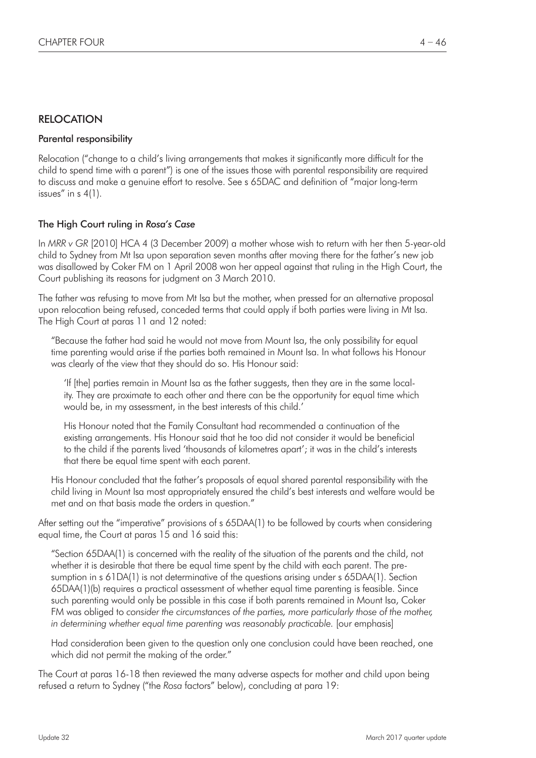## RELOCATION

### Parental responsibility

Relocation ("change to a child's living arrangements that makes it significantly more difficult for the child to spend time with a parent") is one of the issues those with parental responsibility are required to discuss and make a genuine effort to resolve. See s 65DAC and definition of "major long-term issues" in s 4(1).

### The High Court ruling in *Rosa's Case*

In *MRR v GR* [2010] HCA 4 (3 December 2009) a mother whose wish to return with her then 5-year-old child to Sydney from Mt Isa upon separation seven months after moving there for the father's new job was disallowed by Coker FM on 1 April 2008 won her appeal against that ruling in the High Court, the Court publishing its reasons for judgment on 3 March 2010.

The father was refusing to move from Mt Isa but the mother, when pressed for an alternative proposal upon relocation being refused, conceded terms that could apply if both parties were living in Mt Isa. The High Court at paras 11 and 12 noted:

> "Because the father had said he would not move from Mount Isa, the only possibility for equal time parenting would arise if the parties both remained in Mount Isa. In what follows his Honour was clearly of the view that they should do so. His Honour said:
>
> > 'If [the] parties remain in Mount Isa as the father suggests, then they are in the same locality. They are proximate to each other and there can be the opportunity for equal time which would be, in my assessment, in the best interests of this child.'
> >
> > His Honour noted that the Family Consultant had recommended a continuation of the existing arrangements. His Honour said that he too did not consider it would be beneficial to the child if the parents lived 'thousands of kilometres apart'; it was in the child's interests that there be equal time spent with each parent.
>
> His Honour concluded that the father's proposals of equal shared parental responsibility with the child living in Mount Isa most appropriately ensured the child's best interests and welfare would be met and on that basis made the orders in question."

After setting out the "imperative" provisions of s 65DAA(1) to be followed by courts when considering equal time, the Court at paras 15 and 16 said this:

> "Section 65DAA(1) is concerned with the reality of the situation of the parents and the child, not whether it is desirable that there be equal time spent by the child with each parent. The presumption in s 61DA(1) is not determinative of the questions arising under s 65DAA(1). Section 65DAA(1)(b) requires a practical assessment of whether equal time parenting is feasible. Since such parenting would only be possible in this case if both parents remained in Mount Isa, Coker FM was obliged to *consider the circumstances of the parties, more particularly those of the mother, in determining whether equal time parenting was reasonably practicable.* [our emphasis]
>
> Had consideration been given to the question only one conclusion could have been reached, one which did not permit the making of the order."

The Court at paras 16-18 then reviewed the many adverse aspects for mother and child upon being refused a return to Sydney ("the *Rosa* factors" below), concluding at para 19: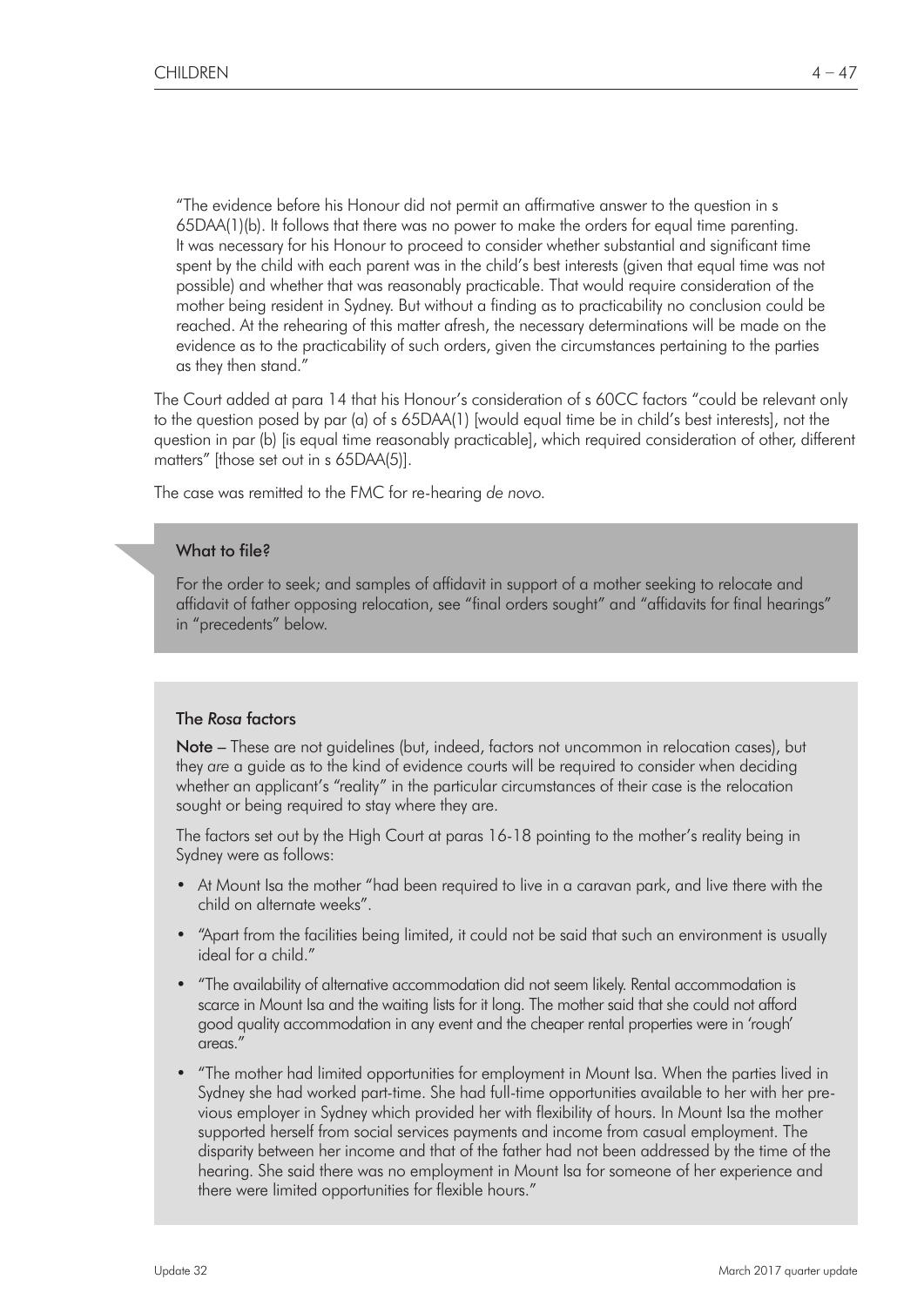"The evidence before his Honour did not permit an affirmative answer to the question in s 65DAA(1)(b). It follows that there was no power to make the orders for equal time parenting. It was necessary for his Honour to proceed to consider whether substantial and significant time spent by the child with each parent was in the child's best interests (given that equal time was not possible) and whether that was reasonably practicable. That would require consideration of the mother being resident in Sydney. But without a finding as to practicability no conclusion could be reached. At the rehearing of this matter afresh, the necessary determinations will be made on the evidence as to the practicability of such orders, given the circumstances pertaining to the parties as they then stand."

The Court added at para 14 that his Honour's consideration of s 60CC factors "could be relevant only to the question posed by par (a) of s 65DAA(1) [would equal time be in child's best interests], not the question in par (b) [is equal time reasonably practicable], which required consideration of other, different matters" [those set out in s 65DAA(5)].

The case was remitted to the FMC for re-hearing *de novo.*

**What to file?**

For the order to seek; and samples of affidavit in support of a mother seeking to relocate and affidavit of father opposing relocation, see "final orders sought" and "affidavits for final hearings" in "precedents" below.

**The *Rosa* factors**

**Note** – These are not guidelines (but, indeed, factors not uncommon in relocation cases), but they *are* a guide as to the kind of evidence courts will be required to consider when deciding whether an applicant's "reality" in the particular circumstances of their case is the relocation sought or being required to stay where they are.

The factors set out by the High Court at paras 16-18 pointing to the mother's reality being in Sydney were as follows:

- At Mount Isa the mother "had been required to live in a caravan park, and live there with the child on alternate weeks".
- "Apart from the facilities being limited, it could not be said that such an environment is usually ideal for a child."
- "The availability of alternative accommodation did not seem likely. Rental accommodation is scarce in Mount Isa and the waiting lists for it long. The mother said that she could not afford good quality accommodation in any event and the cheaper rental properties were in 'rough' areas."
- "The mother had limited opportunities for employment in Mount Isa. When the parties lived in Sydney she had worked part-time. She had full-time opportunities available to her with her previous employer in Sydney which provided her with flexibility of hours. In Mount Isa the mother supported herself from social services payments and income from casual employment. The disparity between her income and that of the father had not been addressed by the time of the hearing. She said there was no employment in Mount Isa for someone of her experience and there were limited opportunities for flexible hours."